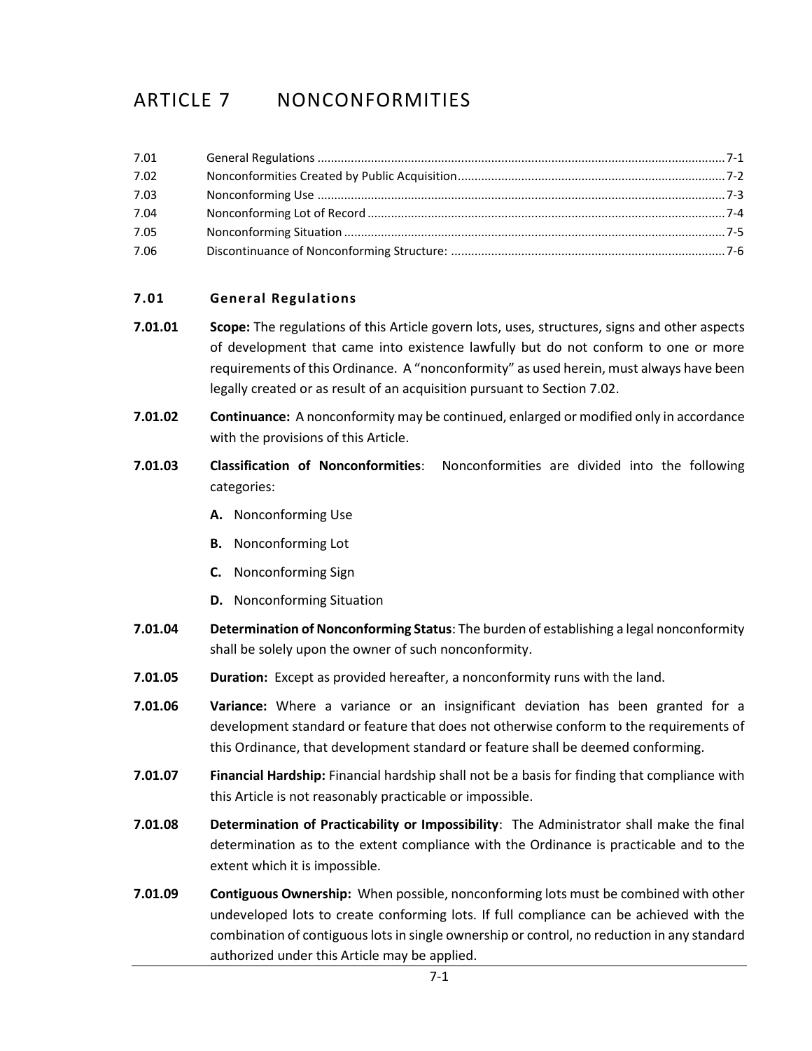# ARTICLE 7 NONCONFORMITIES

| | | |
|---|---|---|
| 7.01 | General Regulations | 7-1 |
| 7.02 | Nonconformities Created by Public Acquisition | 7-2 |
| 7.03 | Nonconforming Use | 7-3 |
| 7.04 | Nonconforming Lot of Record | 7-4 |
| 7.05 | Nonconforming Situation | 7-5 |
| 7.06 | Discontinuance of Nonconforming Structure: | 7-6 |

## 7.01 General Regulations

**7.01.01 Scope:** The regulations of this Article govern lots, uses, structures, signs and other aspects of development that came into existence lawfully but do not conform to one or more requirements of this Ordinance. A "nonconformity" as used herein, must always have been legally created or as result of an acquisition pursuant to Section 7.02.

**7.01.02 Continuance:** A nonconformity may be continued, enlarged or modified only in accordance with the provisions of this Article.

**7.01.03 Classification of Nonconformities**: Nonconformities are divided into the following categories:

- **A.** Nonconforming Use
- **B.** Nonconforming Lot
- **C.** Nonconforming Sign
- **D.** Nonconforming Situation

**7.01.04 Determination of Nonconforming Status**: The burden of establishing a legal nonconformity shall be solely upon the owner of such nonconformity.

**7.01.05 Duration:** Except as provided hereafter, a nonconformity runs with the land.

**7.01.06 Variance:** Where a variance or an insignificant deviation has been granted for a development standard or feature that does not otherwise conform to the requirements of this Ordinance, that development standard or feature shall be deemed conforming.

**7.01.07 Financial Hardship:** Financial hardship shall not be a basis for finding that compliance with this Article is not reasonably practicable or impossible.

**7.01.08 Determination of Practicability or Impossibility**: The Administrator shall make the final determination as to the extent compliance with the Ordinance is practicable and to the extent which it is impossible.

**7.01.09 Contiguous Ownership:** When possible, nonconforming lots must be combined with other undeveloped lots to create conforming lots. If full compliance can be achieved with the combination of contiguous lots in single ownership or control, no reduction in any standard authorized under this Article may be applied.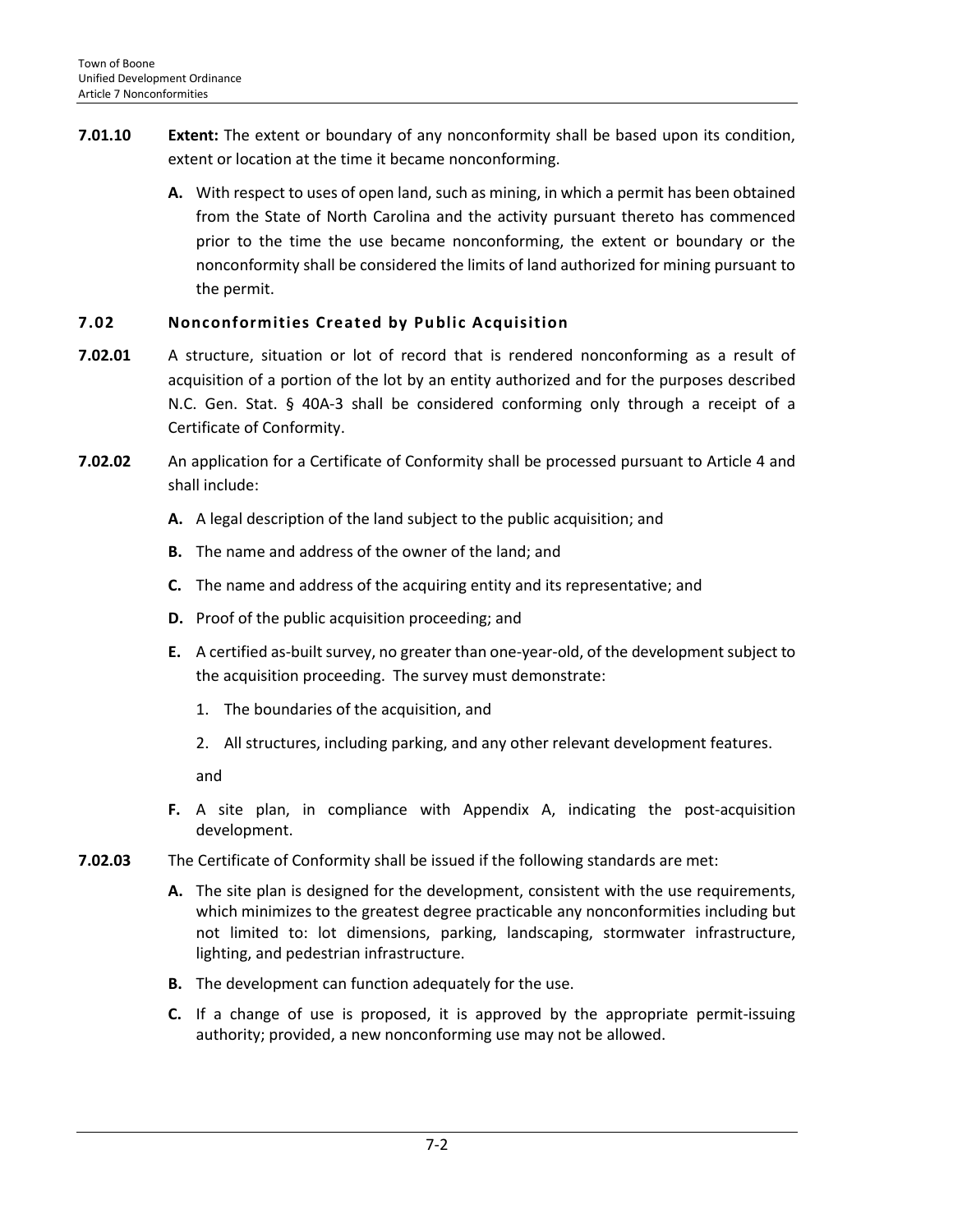**7.01.10** **Extent:** The extent or boundary of any nonconformity shall be based upon its condition, extent or location at the time it became nonconforming.

**A.** With respect to uses of open land, such as mining, in which a permit has been obtained from the State of North Carolina and the activity pursuant thereto has commenced prior to the time the use became nonconforming, the extent or boundary or the nonconformity shall be considered the limits of land authorized for mining pursuant to the permit.

## 7.02 Nonconformities Created by Public Acquisition

**7.02.01** A structure, situation or lot of record that is rendered nonconforming as a result of acquisition of a portion of the lot by an entity authorized and for the purposes described N.C. Gen. Stat. § 40A-3 shall be considered conforming only through a receipt of a Certificate of Conformity.

**7.02.02** An application for a Certificate of Conformity shall be processed pursuant to Article 4 and shall include:

**A.** A legal description of the land subject to the public acquisition; and

**B.** The name and address of the owner of the land; and

**C.** The name and address of the acquiring entity and its representative; and

**D.** Proof of the public acquisition proceeding; and

**E.** A certified as-built survey, no greater than one-year-old, of the development subject to the acquisition proceeding. The survey must demonstrate:

1. The boundaries of the acquisition, and
2. All structures, including parking, and any other relevant development features.

and

**F.** A site plan, in compliance with Appendix A, indicating the post-acquisition development.

**7.02.03** The Certificate of Conformity shall be issued if the following standards are met:

**A.** The site plan is designed for the development, consistent with the use requirements, which minimizes to the greatest degree practicable any nonconformities including but not limited to: lot dimensions, parking, landscaping, stormwater infrastructure, lighting, and pedestrian infrastructure.

**B.** The development can function adequately for the use.

**C.** If a change of use is proposed, it is approved by the appropriate permit-issuing authority; provided, a new nonconforming use may not be allowed.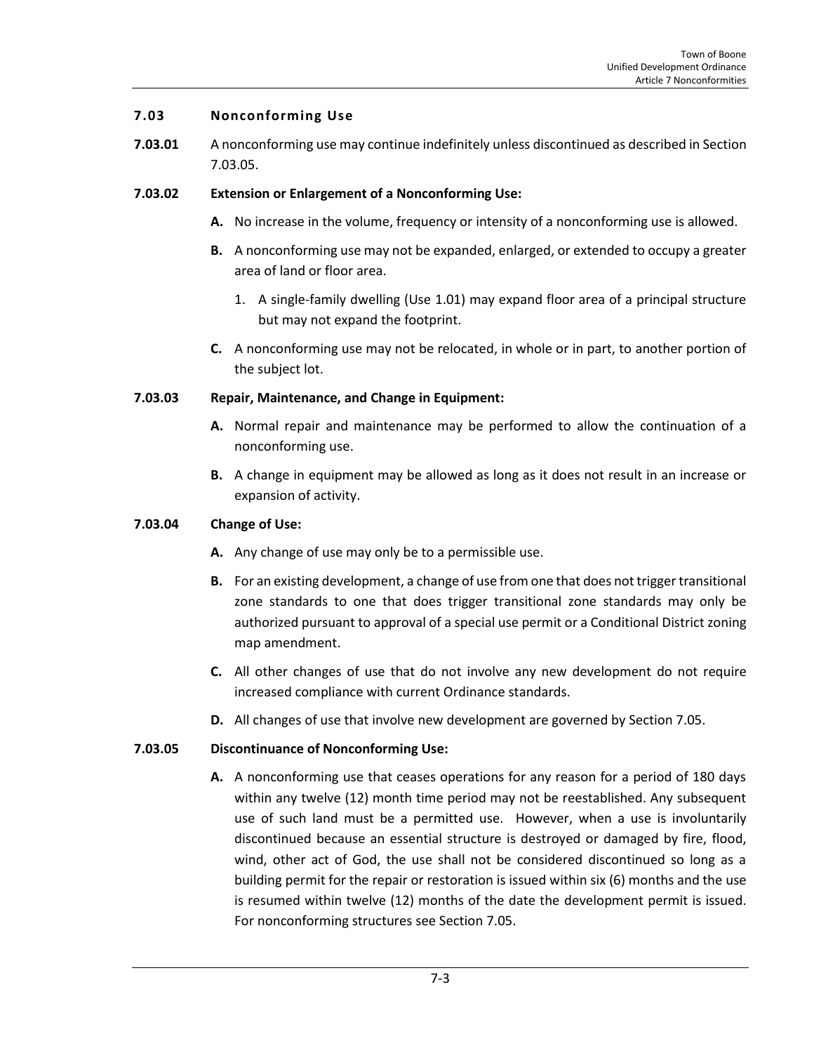## 7.03 Nonconforming Use

**7.03.01** A nonconforming use may continue indefinitely unless discontinued as described in Section 7.03.05.

**7.03.02 Extension or Enlargement of a Nonconforming Use:**

**A.** No increase in the volume, frequency or intensity of a nonconforming use is allowed.

**B.** A nonconforming use may not be expanded, enlarged, or extended to occupy a greater area of land or floor area.

1. A single-family dwelling (Use 1.01) may expand floor area of a principal structure but may not expand the footprint.

**C.** A nonconforming use may not be relocated, in whole or in part, to another portion of the subject lot.

**7.03.03 Repair, Maintenance, and Change in Equipment:**

**A.** Normal repair and maintenance may be performed to allow the continuation of a nonconforming use.

**B.** A change in equipment may be allowed as long as it does not result in an increase or expansion of activity.

**7.03.04 Change of Use:**

**A.** Any change of use may only be to a permissible use.

**B.** For an existing development, a change of use from one that does not trigger transitional zone standards to one that does trigger transitional zone standards may only be authorized pursuant to approval of a special use permit or a Conditional District zoning map amendment.

**C.** All other changes of use that do not involve any new development do not require increased compliance with current Ordinance standards.

**D.** All changes of use that involve new development are governed by Section 7.05.

**7.03.05 Discontinuance of Nonconforming Use:**

**A.** A nonconforming use that ceases operations for any reason for a period of 180 days within any twelve (12) month time period may not be reestablished. Any subsequent use of such land must be a permitted use. However, when a use is involuntarily discontinued because an essential structure is destroyed or damaged by fire, flood, wind, other act of God, the use shall not be considered discontinued so long as a building permit for the repair or restoration is issued within six (6) months and the use is resumed within twelve (12) months of the date the development permit is issued. For nonconforming structures see Section 7.05.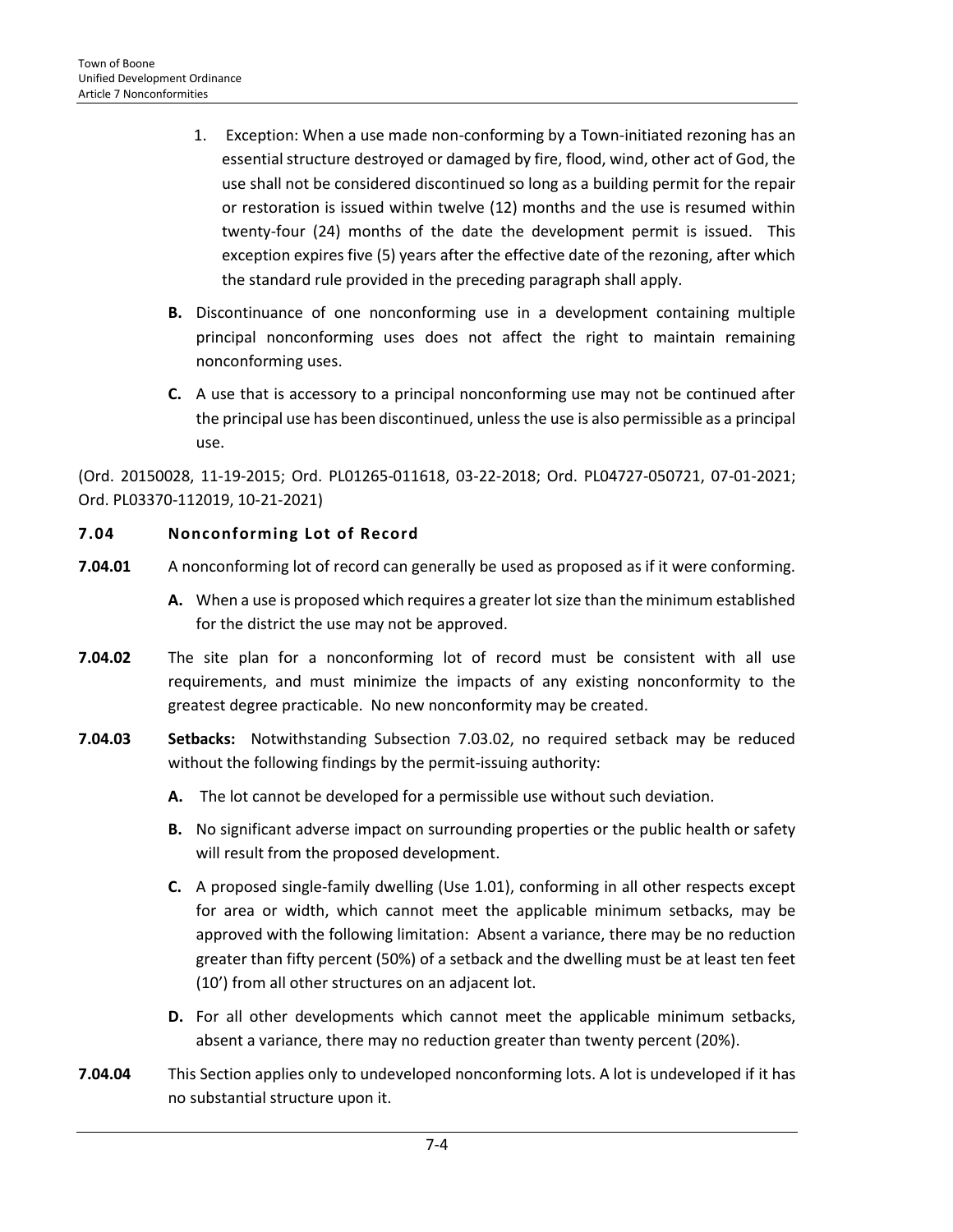1. Exception: When a use made non-conforming by a Town-initiated rezoning has an essential structure destroyed or damaged by fire, flood, wind, other act of God, the use shall not be considered discontinued so long as a building permit for the repair or restoration is issued within twelve (12) months and the use is resumed within twenty-four (24) months of the date the development permit is issued. This exception expires five (5) years after the effective date of the rezoning, after which the standard rule provided in the preceding paragraph shall apply.

**B.** Discontinuance of one nonconforming use in a development containing multiple principal nonconforming uses does not affect the right to maintain remaining nonconforming uses.

**C.** A use that is accessory to a principal nonconforming use may not be continued after the principal use has been discontinued, unless the use is also permissible as a principal use.

(Ord. 20150028, 11-19-2015; Ord. PL01265-011618, 03-22-2018; Ord. PL04727-050721, 07-01-2021; Ord. PL03370-112019, 10-21-2021)

## 7.04 Nonconforming Lot of Record

**7.04.01** A nonconforming lot of record can generally be used as proposed as if it were conforming.

**A.** When a use is proposed which requires a greater lot size than the minimum established for the district the use may not be approved.

**7.04.02** The site plan for a nonconforming lot of record must be consistent with all use requirements, and must minimize the impacts of any existing nonconformity to the greatest degree practicable. No new nonconformity may be created.

**7.04.03** **Setbacks:** Notwithstanding Subsection 7.03.02, no required setback may be reduced without the following findings by the permit-issuing authority:

**A.** The lot cannot be developed for a permissible use without such deviation.

**B.** No significant adverse impact on surrounding properties or the public health or safety will result from the proposed development.

**C.** A proposed single-family dwelling (Use 1.01), conforming in all other respects except for area or width, which cannot meet the applicable minimum setbacks, may be approved with the following limitation: Absent a variance, there may be no reduction greater than fifty percent (50%) of a setback and the dwelling must be at least ten feet (10') from all other structures on an adjacent lot.

**D.** For all other developments which cannot meet the applicable minimum setbacks, absent a variance, there may no reduction greater than twenty percent (20%).

**7.04.04** This Section applies only to undeveloped nonconforming lots. A lot is undeveloped if it has no substantial structure upon it.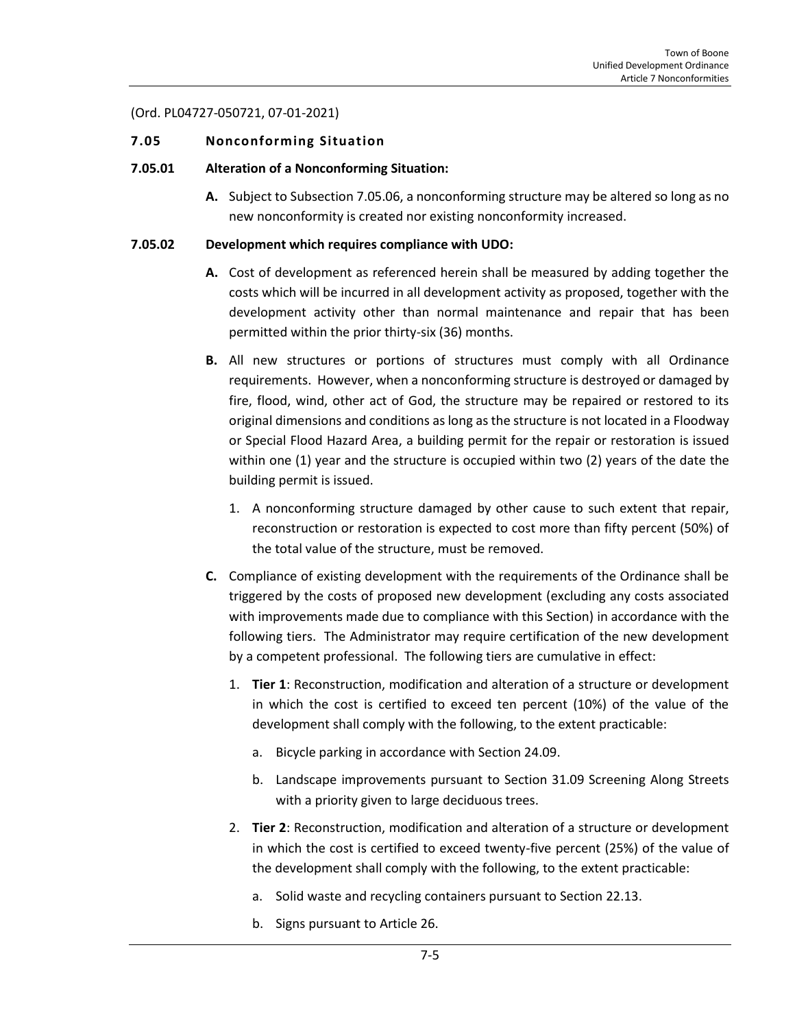(Ord. PL04727-050721, 07-01-2021)

## 7.05 Nonconforming Situation

### 7.05.01 Alteration of a Nonconforming Situation:

**A.** Subject to Subsection 7.05.06, a nonconforming structure may be altered so long as no new nonconformity is created nor existing nonconformity increased.

### 7.05.02 Development which requires compliance with UDO:

**A.** Cost of development as referenced herein shall be measured by adding together the costs which will be incurred in all development activity as proposed, together with the development activity other than normal maintenance and repair that has been permitted within the prior thirty-six (36) months.

**B.** All new structures or portions of structures must comply with all Ordinance requirements. However, when a nonconforming structure is destroyed or damaged by fire, flood, wind, other act of God, the structure may be repaired or restored to its original dimensions and conditions as long as the structure is not located in a Floodway or Special Flood Hazard Area, a building permit for the repair or restoration is issued within one (1) year and the structure is occupied within two (2) years of the date the building permit is issued.

1. A nonconforming structure damaged by other cause to such extent that repair, reconstruction or restoration is expected to cost more than fifty percent (50%) of the total value of the structure, must be removed.

**C.** Compliance of existing development with the requirements of the Ordinance shall be triggered by the costs of proposed new development (excluding any costs associated with improvements made due to compliance with this Section) in accordance with the following tiers. The Administrator may require certification of the new development by a competent professional. The following tiers are cumulative in effect:

1. **Tier 1**: Reconstruction, modification and alteration of a structure or development in which the cost is certified to exceed ten percent (10%) of the value of the development shall comply with the following, to the extent practicable:
   a. Bicycle parking in accordance with Section 24.09.
   b. Landscape improvements pursuant to Section 31.09 Screening Along Streets with a priority given to large deciduous trees.
2. **Tier 2**: Reconstruction, modification and alteration of a structure or development in which the cost is certified to exceed twenty-five percent (25%) of the value of the development shall comply with the following, to the extent practicable:
   a. Solid waste and recycling containers pursuant to Section 22.13.
   b. Signs pursuant to Article 26.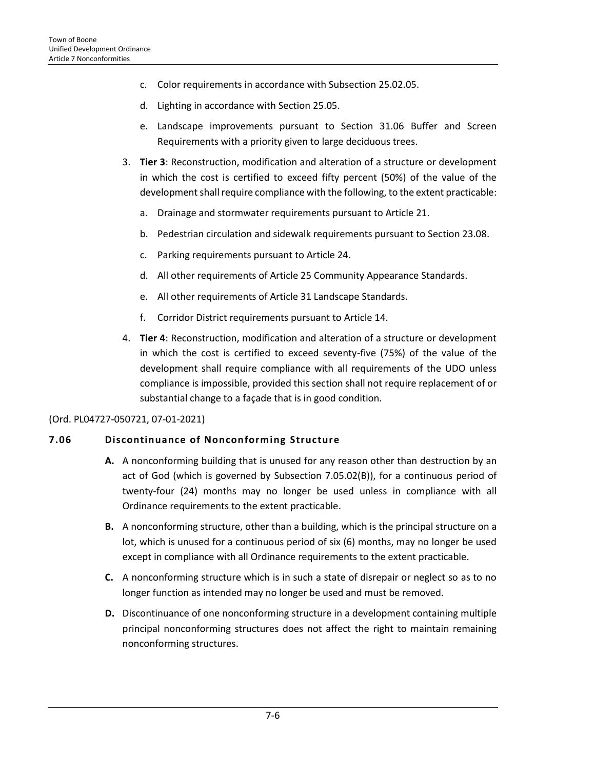c. Color requirements in accordance with Subsection 25.02.05.

d. Lighting in accordance with Section 25.05.

e. Landscape improvements pursuant to Section 31.06 Buffer and Screen Requirements with a priority given to large deciduous trees.

3. **Tier 3**: Reconstruction, modification and alteration of a structure or development in which the cost is certified to exceed fifty percent (50%) of the value of the development shall require compliance with the following, to the extent practicable:

   a. Drainage and stormwater requirements pursuant to Article 21.

   b. Pedestrian circulation and sidewalk requirements pursuant to Section 23.08.

   c. Parking requirements pursuant to Article 24.

   d. All other requirements of Article 25 Community Appearance Standards.

   e. All other requirements of Article 31 Landscape Standards.

   f. Corridor District requirements pursuant to Article 14.

4. **Tier 4**: Reconstruction, modification and alteration of a structure or development in which the cost is certified to exceed seventy-five (75%) of the value of the development shall require compliance with all requirements of the UDO unless compliance is impossible, provided this section shall not require replacement of or substantial change to a façade that is in good condition.

(Ord. PL04727-050721, 07-01-2021)

### 7.06 Discontinuance of Nonconforming Structure

**A.** A nonconforming building that is unused for any reason other than destruction by an act of God (which is governed by Subsection 7.05.02(B)), for a continuous period of twenty-four (24) months may no longer be used unless in compliance with all Ordinance requirements to the extent practicable.

**B.** A nonconforming structure, other than a building, which is the principal structure on a lot, which is unused for a continuous period of six (6) months, may no longer be used except in compliance with all Ordinance requirements to the extent practicable.

**C.** A nonconforming structure which is in such a state of disrepair or neglect so as to no longer function as intended may no longer be used and must be removed.

**D.** Discontinuance of one nonconforming structure in a development containing multiple principal nonconforming structures does not affect the right to maintain remaining nonconforming structures.